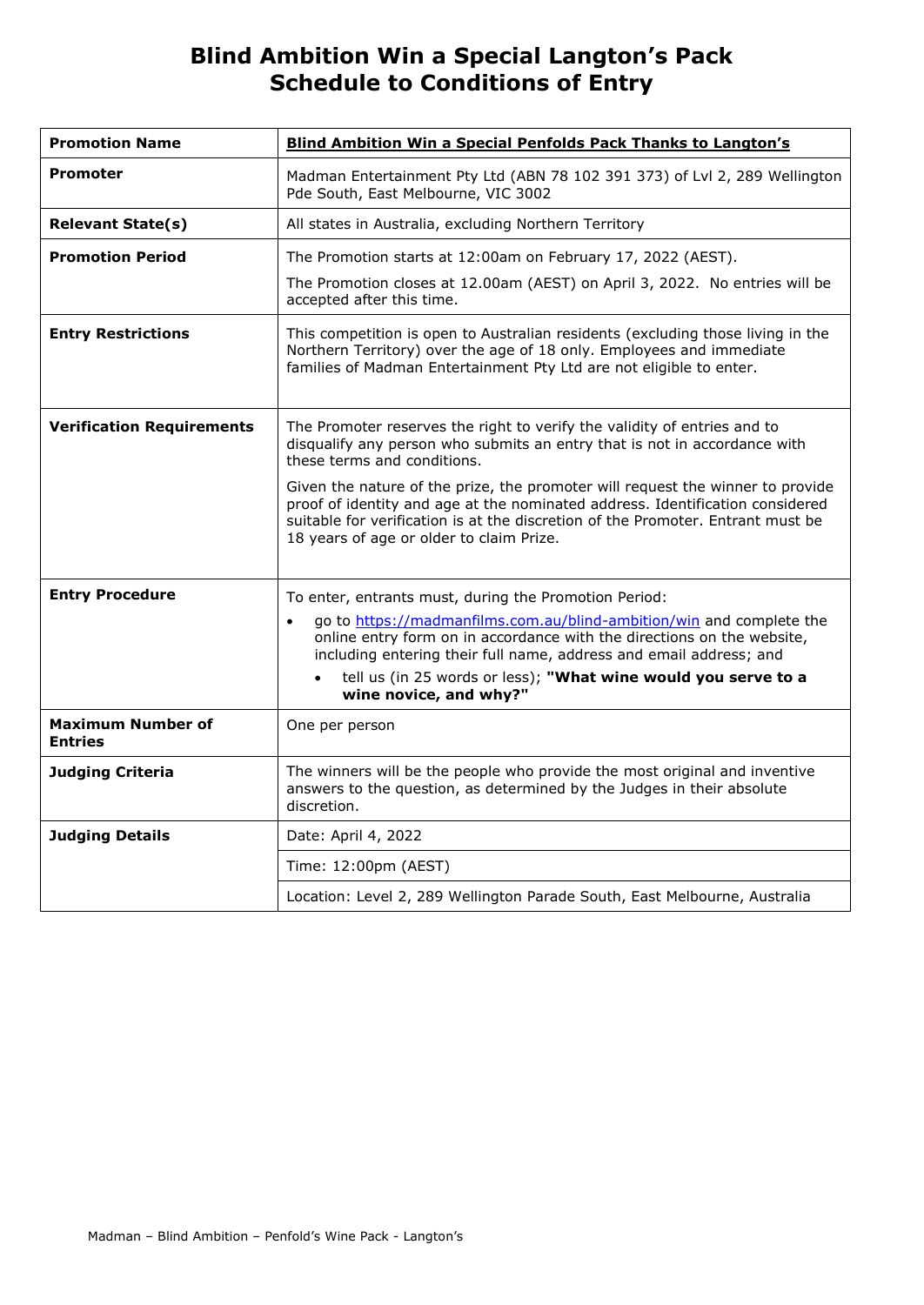# Blind Ambition Win a Special Langton's Pack
# Schedule to Conditions of Entry

| **Promotion Name** | **Blind Ambition Win a Special Penfolds Pack Thanks to Langton's** |
|---|---|
| **Promoter** | Madman Entertainment Pty Ltd (ABN 78 102 391 373) of Lvl 2, 289 Wellington Pde South, East Melbourne, VIC 3002 |
| **Relevant State(s)** | All states in Australia, excluding Northern Territory |
| **Promotion Period** | The Promotion starts at 12:00am on February 17, 2022 (AEST).<br><br>The Promotion closes at 12.00am (AEST) on April 3, 2022. No entries will be accepted after this time. |
| **Entry Restrictions** | This competition is open to Australian residents (excluding those living in the Northern Territory) over the age of 18 only. Employees and immediate families of Madman Entertainment Pty Ltd are not eligible to enter. |
| **Verification Requirements** | The Promoter reserves the right to verify the validity of entries and to disqualify any person who submits an entry that is not in accordance with these terms and conditions.<br><br>Given the nature of the prize, the promoter will request the winner to provide proof of identity and age at the nominated address. Identification considered suitable for verification is at the discretion of the Promoter. Entrant must be 18 years of age or older to claim Prize. |
| **Entry Procedure** | To enter, entrants must, during the Promotion Period:<br>• go to https://madmanfilms.com.au/blind-ambition/win and complete the online entry form on in accordance with the directions on the website, including entering their full name, address and email address; and<br>• tell us (in 25 words or less); **"What wine would you serve to a wine novice, and why?"** |
| **Maximum Number of Entries** | One per person |
| **Judging Criteria** | The winners will be the people who provide the most original and inventive answers to the question, as determined by the Judges in their absolute discretion. |
| **Judging Details** | Date: April 4, 2022 |
| | Time: 12:00pm (AEST) |
| | Location: Level 2, 289 Wellington Parade South, East Melbourne, Australia |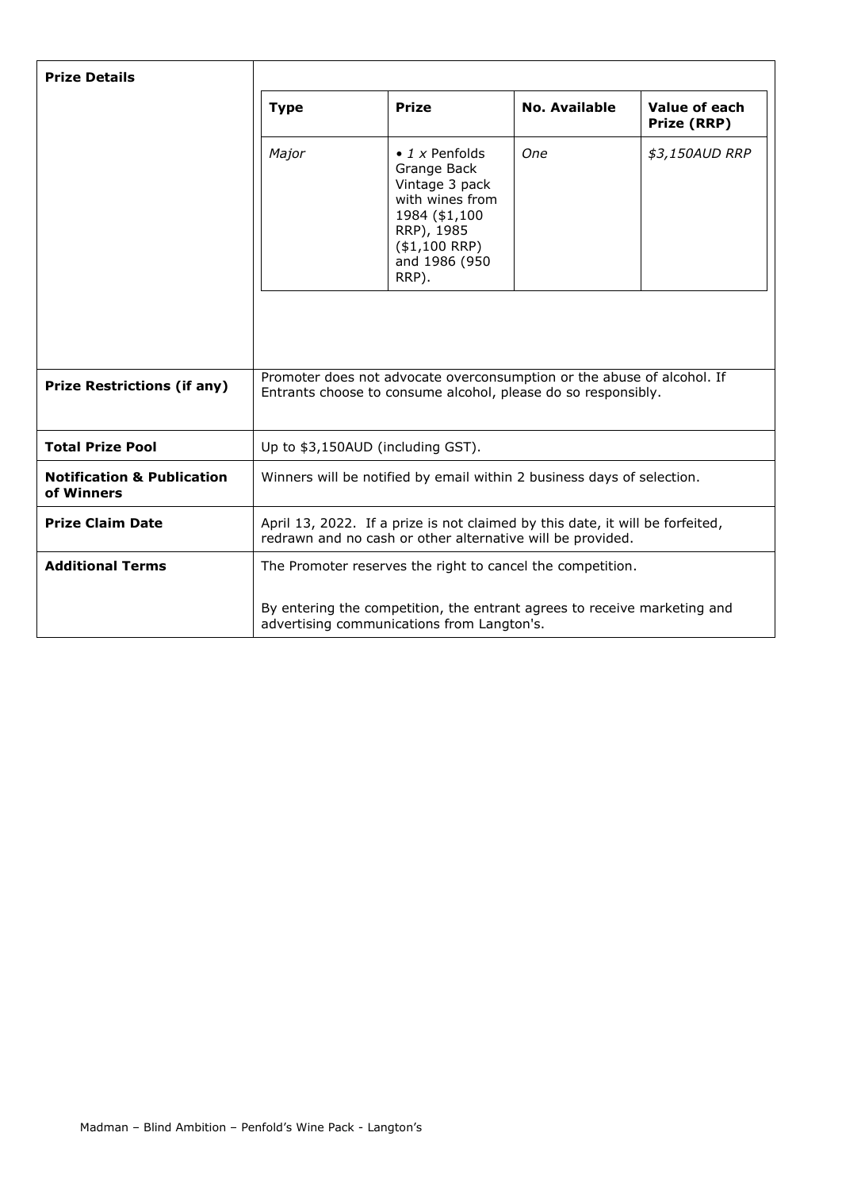| | |
|---|---|
| **Prize Details** | <table><tr><th>Type</th><th>Prize</th><th>No. Available</th><th>Value of each Prize (RRP)</th></tr><tr><td>*Major*</td><td>• *1 x* Penfolds Grange Back Vintage 3 pack with wines from 1984 ($1,100 RRP), 1985 ($1,100 RRP) and 1986 (950 RRP).</td><td>*One*</td><td>*$3,150AUD RRP*</td></tr></table> |
| **Prize Restrictions (if any)** | Promoter does not advocate overconsumption or the abuse of alcohol. If Entrants choose to consume alcohol, please do so responsibly. |
| **Total Prize Pool** | Up to $3,150AUD (including GST). |
| **Notification & Publication of Winners** | Winners will be notified by email within 2 business days of selection. |
| **Prize Claim Date** | April 13, 2022. If a prize is not claimed by this date, it will be forfeited, redrawn and no cash or other alternative will be provided. |
| **Additional Terms** | The Promoter reserves the right to cancel the competition.<br><br>By entering the competition, the entrant agrees to receive marketing and advertising communications from Langton's. |

Madman – Blind Ambition – Penfold's Wine Pack - Langton's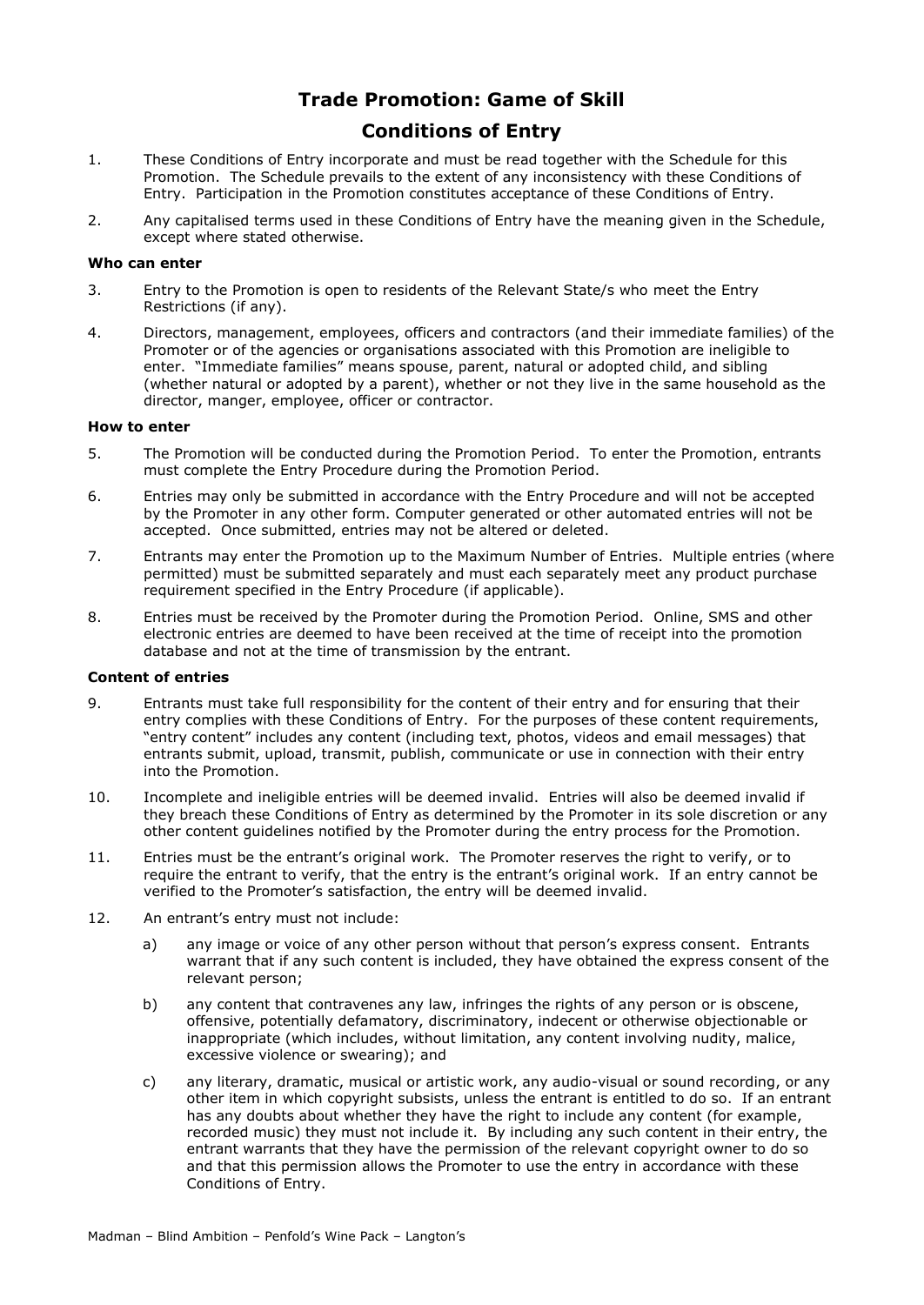# Trade Promotion: Game of Skill

## Conditions of Entry

1. These Conditions of Entry incorporate and must be read together with the Schedule for this Promotion. The Schedule prevails to the extent of any inconsistency with these Conditions of Entry. Participation in the Promotion constitutes acceptance of these Conditions of Entry.

2. Any capitalised terms used in these Conditions of Entry have the meaning given in the Schedule, except where stated otherwise.

### Who can enter

3. Entry to the Promotion is open to residents of the Relevant State/s who meet the Entry Restrictions (if any).

4. Directors, management, employees, officers and contractors (and their immediate families) of the Promoter or of the agencies or organisations associated with this Promotion are ineligible to enter. "Immediate families" means spouse, parent, natural or adopted child, and sibling (whether natural or adopted by a parent), whether or not they live in the same household as the director, manger, employee, officer or contractor.

### How to enter

5. The Promotion will be conducted during the Promotion Period. To enter the Promotion, entrants must complete the Entry Procedure during the Promotion Period.

6. Entries may only be submitted in accordance with the Entry Procedure and will not be accepted by the Promoter in any other form. Computer generated or other automated entries will not be accepted. Once submitted, entries may not be altered or deleted.

7. Entrants may enter the Promotion up to the Maximum Number of Entries. Multiple entries (where permitted) must be submitted separately and must each separately meet any product purchase requirement specified in the Entry Procedure (if applicable).

8. Entries must be received by the Promoter during the Promotion Period. Online, SMS and other electronic entries are deemed to have been received at the time of receipt into the promotion database and not at the time of transmission by the entrant.

### Content of entries

9. Entrants must take full responsibility for the content of their entry and for ensuring that their entry complies with these Conditions of Entry. For the purposes of these content requirements, "entry content" includes any content (including text, photos, videos and email messages) that entrants submit, upload, transmit, publish, communicate or use in connection with their entry into the Promotion.

10. Incomplete and ineligible entries will be deemed invalid. Entries will also be deemed invalid if they breach these Conditions of Entry as determined by the Promoter in its sole discretion or any other content guidelines notified by the Promoter during the entry process for the Promotion.

11. Entries must be the entrant's original work. The Promoter reserves the right to verify, or to require the entrant to verify, that the entry is the entrant's original work. If an entry cannot be verified to the Promoter's satisfaction, the entry will be deemed invalid.

12. An entrant's entry must not include:

    a) any image or voice of any other person without that person's express consent. Entrants warrant that if any such content is included, they have obtained the express consent of the relevant person;

    b) any content that contravenes any law, infringes the rights of any person or is obscene, offensive, potentially defamatory, discriminatory, indecent or otherwise objectionable or inappropriate (which includes, without limitation, any content involving nudity, malice, excessive violence or swearing); and

    c) any literary, dramatic, musical or artistic work, any audio-visual or sound recording, or any other item in which copyright subsists, unless the entrant is entitled to do so. If an entrant has any doubts about whether they have the right to include any content (for example, recorded music) they must not include it. By including any such content in their entry, the entrant warrants that they have the permission of the relevant copyright owner to do so and that this permission allows the Promoter to use the entry in accordance with these Conditions of Entry.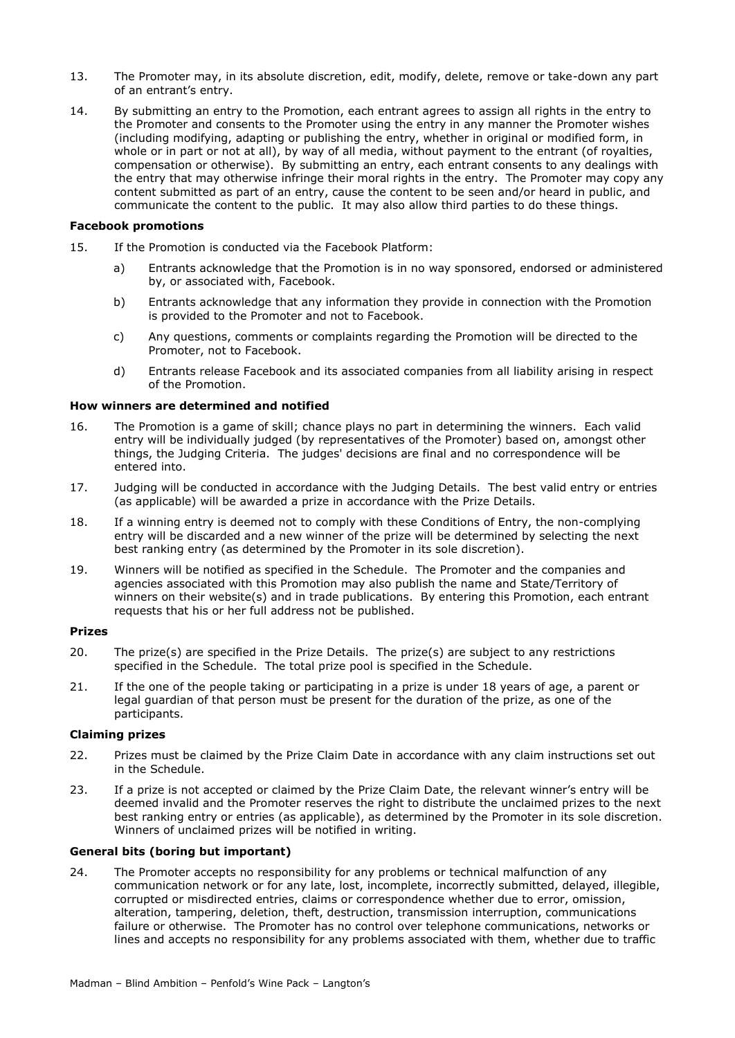13. The Promoter may, in its absolute discretion, edit, modify, delete, remove or take-down any part of an entrant's entry.

14. By submitting an entry to the Promotion, each entrant agrees to assign all rights in the entry to the Promoter and consents to the Promoter using the entry in any manner the Promoter wishes (including modifying, adapting or publishing the entry, whether in original or modified form, in whole or in part or not at all), by way of all media, without payment to the entrant (of royalties, compensation or otherwise). By submitting an entry, each entrant consents to any dealings with the entry that may otherwise infringe their moral rights in the entry. The Promoter may copy any content submitted as part of an entry, cause the content to be seen and/or heard in public, and communicate the content to the public. It may also allow third parties to do these things.

**Facebook promotions**

15. If the Promotion is conducted via the Facebook Platform:

    a) Entrants acknowledge that the Promotion is in no way sponsored, endorsed or administered by, or associated with, Facebook.

    b) Entrants acknowledge that any information they provide in connection with the Promotion is provided to the Promoter and not to Facebook.

    c) Any questions, comments or complaints regarding the Promotion will be directed to the Promoter, not to Facebook.

    d) Entrants release Facebook and its associated companies from all liability arising in respect of the Promotion.

**How winners are determined and notified**

16. The Promotion is a game of skill; chance plays no part in determining the winners. Each valid entry will be individually judged (by representatives of the Promoter) based on, amongst other things, the Judging Criteria. The judges' decisions are final and no correspondence will be entered into.

17. Judging will be conducted in accordance with the Judging Details. The best valid entry or entries (as applicable) will be awarded a prize in accordance with the Prize Details.

18. If a winning entry is deemed not to comply with these Conditions of Entry, the non-complying entry will be discarded and a new winner of the prize will be determined by selecting the next best ranking entry (as determined by the Promoter in its sole discretion).

19. Winners will be notified as specified in the Schedule. The Promoter and the companies and agencies associated with this Promotion may also publish the name and State/Territory of winners on their website(s) and in trade publications. By entering this Promotion, each entrant requests that his or her full address not be published.

**Prizes**

20. The prize(s) are specified in the Prize Details. The prize(s) are subject to any restrictions specified in the Schedule. The total prize pool is specified in the Schedule.

21. If the one of the people taking or participating in a prize is under 18 years of age, a parent or legal guardian of that person must be present for the duration of the prize, as one of the participants.

**Claiming prizes**

22. Prizes must be claimed by the Prize Claim Date in accordance with any claim instructions set out in the Schedule.

23. If a prize is not accepted or claimed by the Prize Claim Date, the relevant winner's entry will be deemed invalid and the Promoter reserves the right to distribute the unclaimed prizes to the next best ranking entry or entries (as applicable), as determined by the Promoter in its sole discretion. Winners of unclaimed prizes will be notified in writing.

**General bits (boring but important)**

24. The Promoter accepts no responsibility for any problems or technical malfunction of any communication network or for any late, lost, incomplete, incorrectly submitted, delayed, illegible, corrupted or misdirected entries, claims or correspondence whether due to error, omission, alteration, tampering, deletion, theft, destruction, transmission interruption, communications failure or otherwise. The Promoter has no control over telephone communications, networks or lines and accepts no responsibility for any problems associated with them, whether due to traffic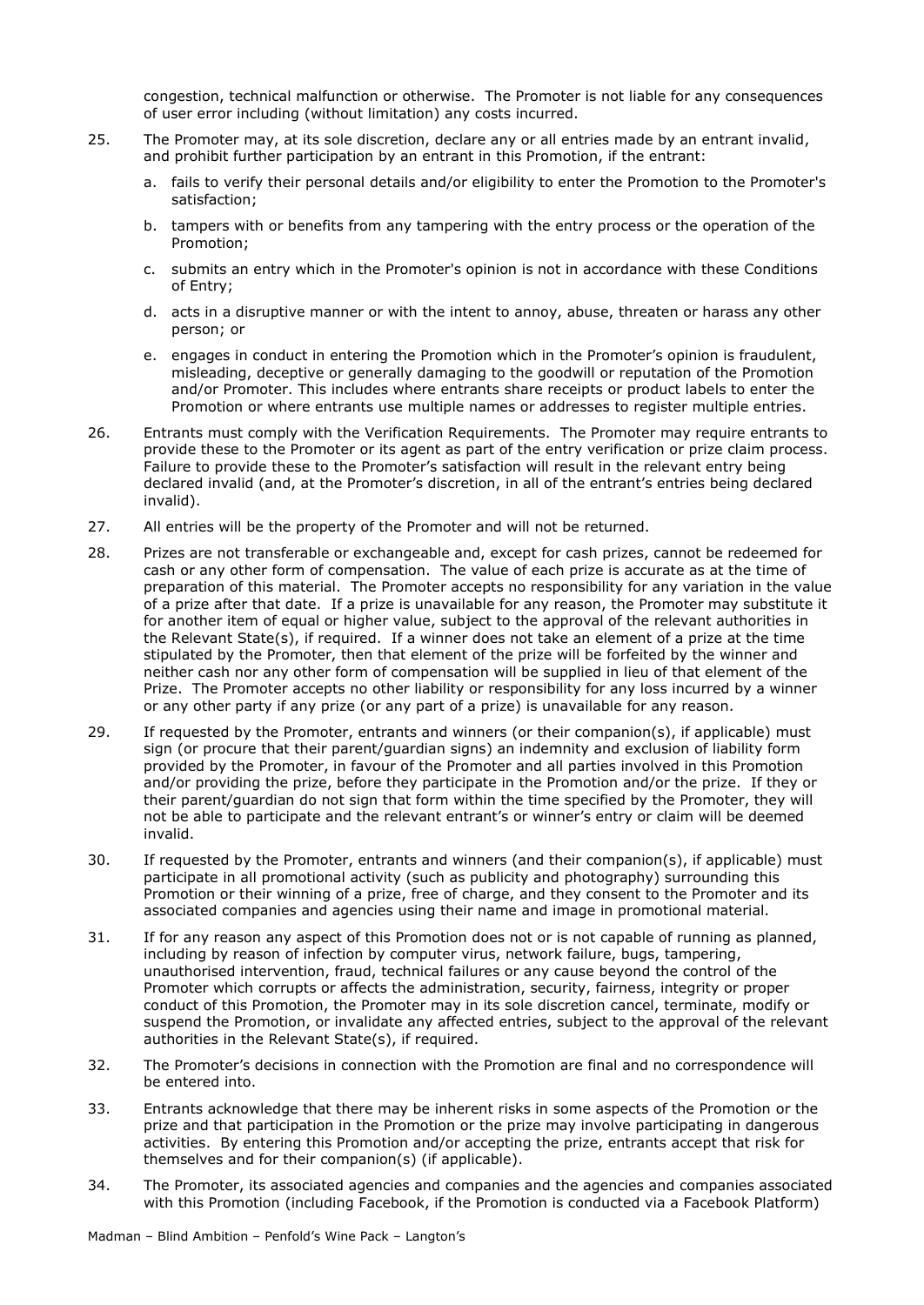congestion, technical malfunction or otherwise. The Promoter is not liable for any consequences of user error including (without limitation) any costs incurred.

25. The Promoter may, at its sole discretion, declare any or all entries made by an entrant invalid, and prohibit further participation by an entrant in this Promotion, if the entrant:

    a. fails to verify their personal details and/or eligibility to enter the Promotion to the Promoter's satisfaction;

    b. tampers with or benefits from any tampering with the entry process or the operation of the Promotion;

    c. submits an entry which in the Promoter's opinion is not in accordance with these Conditions of Entry;

    d. acts in a disruptive manner or with the intent to annoy, abuse, threaten or harass any other person; or

    e. engages in conduct in entering the Promotion which in the Promoter's opinion is fraudulent, misleading, deceptive or generally damaging to the goodwill or reputation of the Promotion and/or Promoter. This includes where entrants share receipts or product labels to enter the Promotion or where entrants use multiple names or addresses to register multiple entries.

26. Entrants must comply with the Verification Requirements. The Promoter may require entrants to provide these to the Promoter or its agent as part of the entry verification or prize claim process. Failure to provide these to the Promoter's satisfaction will result in the relevant entry being declared invalid (and, at the Promoter's discretion, in all of the entrant's entries being declared invalid).

27. All entries will be the property of the Promoter and will not be returned.

28. Prizes are not transferable or exchangeable and, except for cash prizes, cannot be redeemed for cash or any other form of compensation. The value of each prize is accurate as at the time of preparation of this material. The Promoter accepts no responsibility for any variation in the value of a prize after that date. If a prize is unavailable for any reason, the Promoter may substitute it for another item of equal or higher value, subject to the approval of the relevant authorities in the Relevant State(s), if required. If a winner does not take an element of a prize at the time stipulated by the Promoter, then that element of the prize will be forfeited by the winner and neither cash nor any other form of compensation will be supplied in lieu of that element of the Prize. The Promoter accepts no other liability or responsibility for any loss incurred by a winner or any other party if any prize (or any part of a prize) is unavailable for any reason.

29. If requested by the Promoter, entrants and winners (or their companion(s), if applicable) must sign (or procure that their parent/guardian signs) an indemnity and exclusion of liability form provided by the Promoter, in favour of the Promoter and all parties involved in this Promotion and/or providing the prize, before they participate in the Promotion and/or the prize. If they or their parent/guardian do not sign that form within the time specified by the Promoter, they will not be able to participate and the relevant entrant's or winner's entry or claim will be deemed invalid.

30. If requested by the Promoter, entrants and winners (and their companion(s), if applicable) must participate in all promotional activity (such as publicity and photography) surrounding this Promotion or their winning of a prize, free of charge, and they consent to the Promoter and its associated companies and agencies using their name and image in promotional material.

31. If for any reason any aspect of this Promotion does not or is not capable of running as planned, including by reason of infection by computer virus, network failure, bugs, tampering, unauthorised intervention, fraud, technical failures or any cause beyond the control of the Promoter which corrupts or affects the administration, security, fairness, integrity or proper conduct of this Promotion, the Promoter may in its sole discretion cancel, terminate, modify or suspend the Promotion, or invalidate any affected entries, subject to the approval of the relevant authorities in the Relevant State(s), if required.

32. The Promoter's decisions in connection with the Promotion are final and no correspondence will be entered into.

33. Entrants acknowledge that there may be inherent risks in some aspects of the Promotion or the prize and that participation in the Promotion or the prize may involve participating in dangerous activities. By entering this Promotion and/or accepting the prize, entrants accept that risk for themselves and for their companion(s) (if applicable).

34. The Promoter, its associated agencies and companies and the agencies and companies associated with this Promotion (including Facebook, if the Promotion is conducted via a Facebook Platform)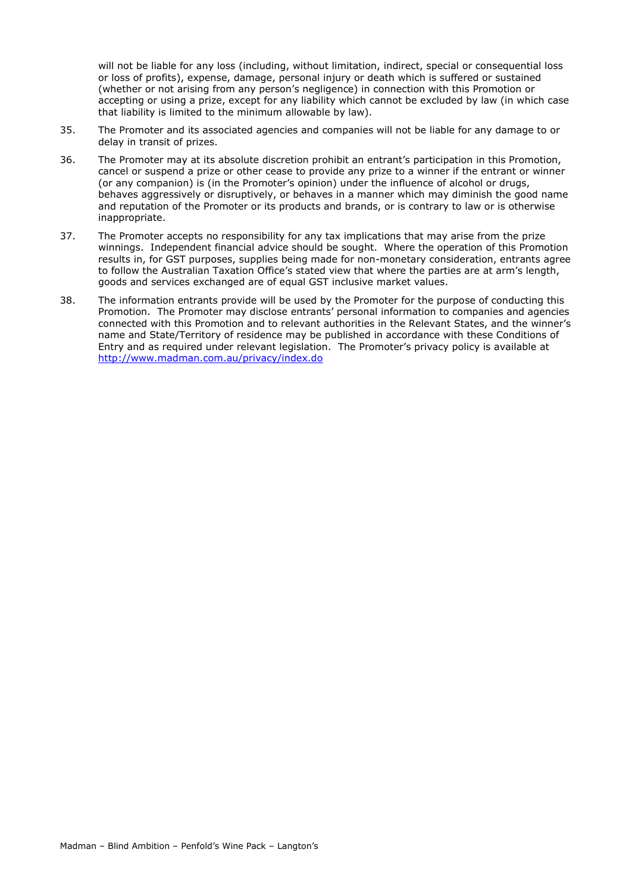will not be liable for any loss (including, without limitation, indirect, special or consequential loss or loss of profits), expense, damage, personal injury or death which is suffered or sustained (whether or not arising from any person's negligence) in connection with this Promotion or accepting or using a prize, except for any liability which cannot be excluded by law (in which case that liability is limited to the minimum allowable by law).

35. The Promoter and its associated agencies and companies will not be liable for any damage to or delay in transit of prizes.

36. The Promoter may at its absolute discretion prohibit an entrant's participation in this Promotion, cancel or suspend a prize or other cease to provide any prize to a winner if the entrant or winner (or any companion) is (in the Promoter's opinion) under the influence of alcohol or drugs, behaves aggressively or disruptively, or behaves in a manner which may diminish the good name and reputation of the Promoter or its products and brands, or is contrary to law or is otherwise inappropriate.

37. The Promoter accepts no responsibility for any tax implications that may arise from the prize winnings. Independent financial advice should be sought. Where the operation of this Promotion results in, for GST purposes, supplies being made for non-monetary consideration, entrants agree to follow the Australian Taxation Office's stated view that where the parties are at arm's length, goods and services exchanged are of equal GST inclusive market values.

38. The information entrants provide will be used by the Promoter for the purpose of conducting this Promotion. The Promoter may disclose entrants' personal information to companies and agencies connected with this Promotion and to relevant authorities in the Relevant States, and the winner's name and State/Territory of residence may be published in accordance with these Conditions of Entry and as required under relevant legislation. The Promoter's privacy policy is available at http://www.madman.com.au/privacy/index.do